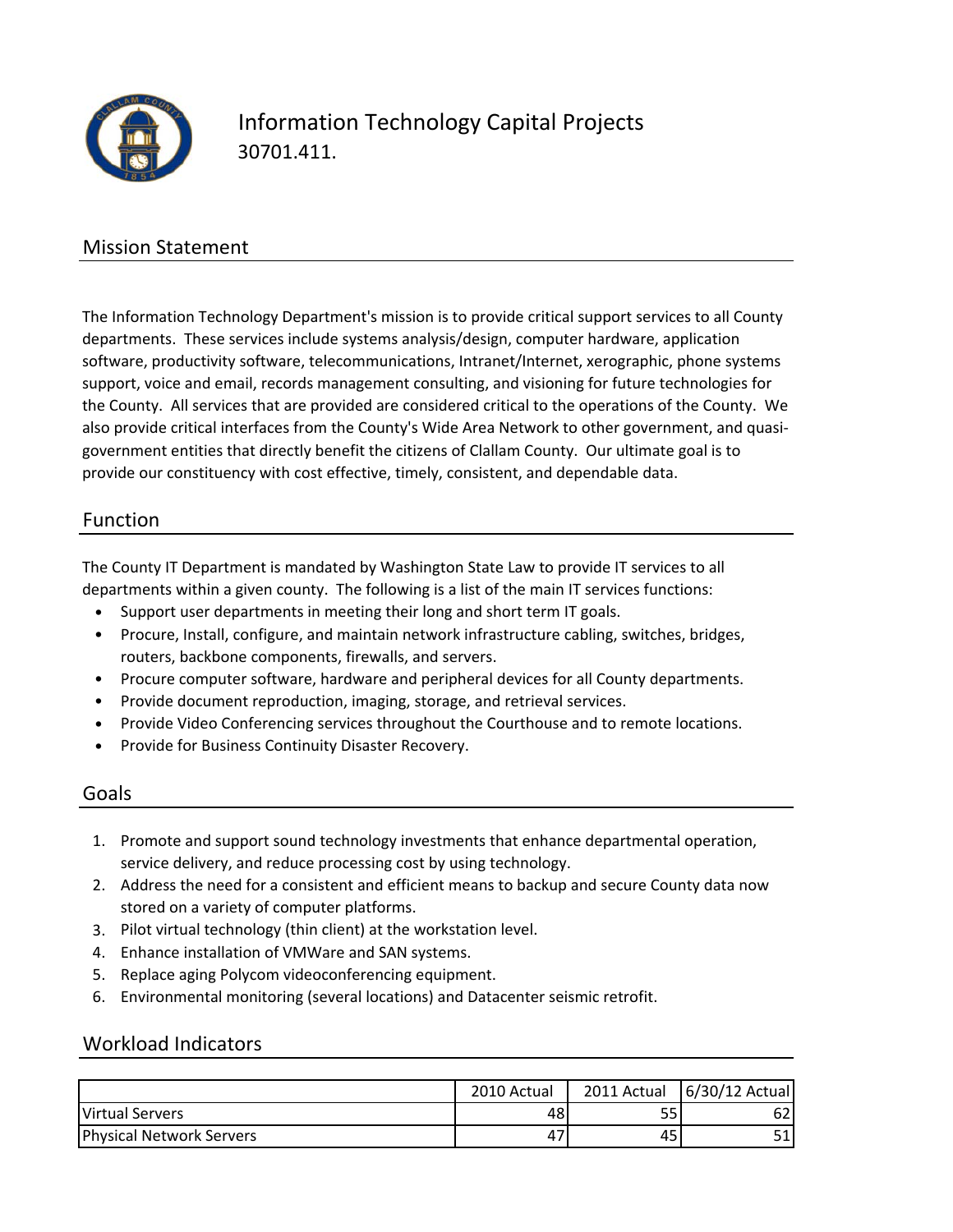# Information Technology Capital Projects

30701.411.

## Mission Statement

The Information Technology Department's mission is to provide critical support services to all County departments. These services include systems analysis/design, computer hardware, application software, productivity software, telecommunications, Intranet/Internet, xerographic, phone systems support, voice and email, records management consulting, and visioning for future technologies for the County. All services that are provided are considered critical to the operations of the County. We also provide critical interfaces from the County's Wide Area Network to other government, and quasi-government entities that directly benefit the citizens of Clallam County. Our ultimate goal is to provide our constituency with cost effective, timely, consistent, and dependable data.

## Function

The County IT Department is mandated by Washington State Law to provide IT services to all departments within a given county. The following is a list of the main IT services functions:

- Support user departments in meeting their long and short term IT goals.
- Procure, Install, configure, and maintain network infrastructure cabling, switches, bridges, routers, backbone components, firewalls, and servers.
- Procure computer software, hardware and peripheral devices for all County departments.
- Provide document reproduction, imaging, storage, and retrieval services.
- Provide Video Conferencing services throughout the Courthouse and to remote locations.
- Provide for Business Continuity Disaster Recovery.

## Goals

1. Promote and support sound technology investments that enhance departmental operation, service delivery, and reduce processing cost by using technology.
2. Address the need for a consistent and efficient means to backup and secure County data now stored on a variety of computer platforms.
3. Pilot virtual technology (thin client) at the workstation level.
4. Enhance installation of VMWare and SAN systems.
5. Replace aging Polycom videoconferencing equipment.
6. Environmental monitoring (several locations) and Datacenter seismic retrofit.

## Workload Indicators

| | 2010 Actual | 2011 Actual | 6/30/12 Actual |
|---|---|---|---|
| Virtual Servers | 48 | 55 | 62 |
| Physical Network Servers | 47 | 45 | 51 |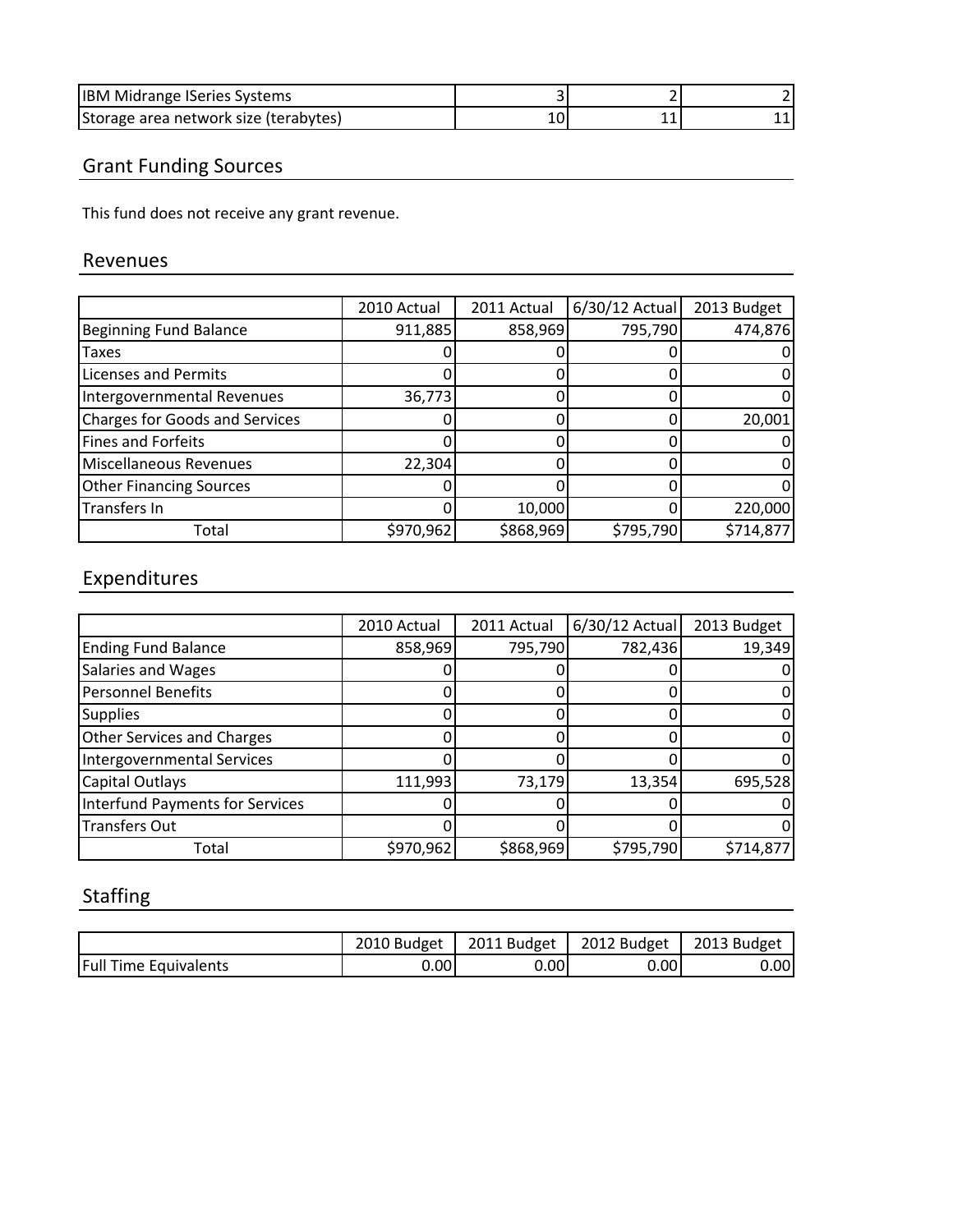| | | | |
|---|---|---|---|
| IBM Midrange ISeries Systems | 3 | 2 | 2 |
| Storage area network size (terabytes) | 10 | 11 | 11 |

## Grant Funding Sources

This fund does not receive any grant revenue.

## Revenues

| | 2010 Actual | 2011 Actual | 6/30/12 Actual | 2013 Budget |
|---|---|---|---|---|
| Beginning Fund Balance | 911,885 | 858,969 | 795,790 | 474,876 |
| Taxes | 0 | 0 | 0 | 0 |
| Licenses and Permits | 0 | 0 | 0 | 0 |
| Intergovernmental Revenues | 36,773 | 0 | 0 | 0 |
| Charges for Goods and Services | 0 | 0 | 0 | 20,001 |
| Fines and Forfeits | 0 | 0 | 0 | 0 |
| Miscellaneous Revenues | 22,304 | 0 | 0 | 0 |
| Other Financing Sources | 0 | 0 | 0 | 0 |
| Transfers In | 0 | 10,000 | 0 | 220,000 |
| Total | $970,962 | $868,969 | $795,790 | $714,877 |

## Expenditures

| | 2010 Actual | 2011 Actual | 6/30/12 Actual | 2013 Budget |
|---|---|---|---|---|
| Ending Fund Balance | 858,969 | 795,790 | 782,436 | 19,349 |
| Salaries and Wages | 0 | 0 | 0 | 0 |
| Personnel Benefits | 0 | 0 | 0 | 0 |
| Supplies | 0 | 0 | 0 | 0 |
| Other Services and Charges | 0 | 0 | 0 | 0 |
| Intergovernmental Services | 0 | 0 | 0 | 0 |
| Capital Outlays | 111,993 | 73,179 | 13,354 | 695,528 |
| Interfund Payments for Services | 0 | 0 | 0 | 0 |
| Transfers Out | 0 | 0 | 0 | 0 |
| Total | $970,962 | $868,969 | $795,790 | $714,877 |

## Staffing

| | 2010 Budget | 2011 Budget | 2012 Budget | 2013 Budget |
|---|---|---|---|---|
| Full Time Equivalents | 0.00 | 0.00 | 0.00 | 0.00 |